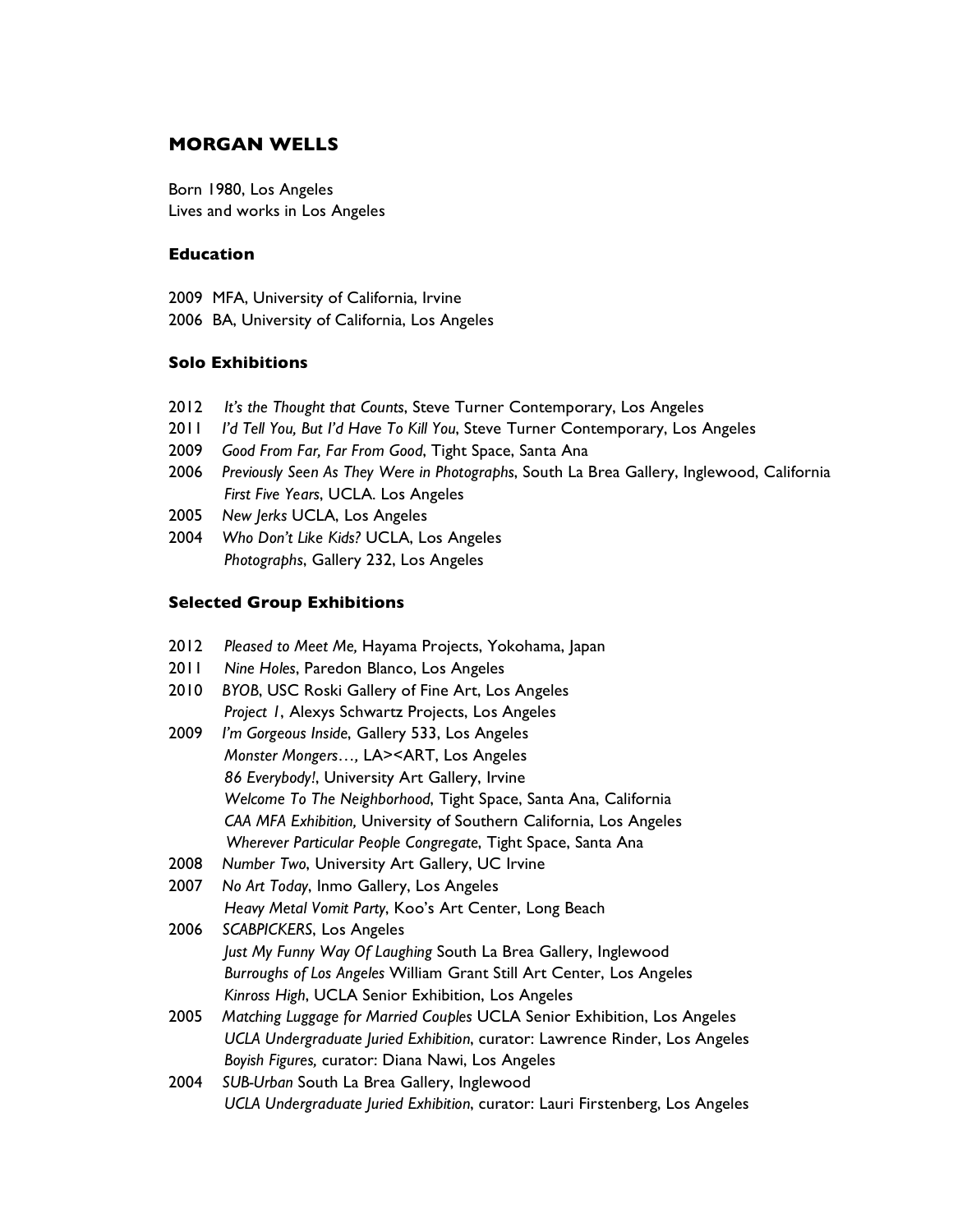# MORGAN WELLS

Born 1980, Los Angeles
Lives and works in Los Angeles

## Education

2009 MFA, University of California, Irvine
2006 BA, University of California, Los Angeles

## Solo Exhibitions

2012 *It's the Thought that Counts*, Steve Turner Contemporary, Los Angeles
2011 *I'd Tell You, But I'd Have To Kill You*, Steve Turner Contemporary, Los Angeles
2009 *Good From Far, Far From Good*, Tight Space, Santa Ana
2006 *Previously Seen As They Were in Photographs*, South La Brea Gallery, Inglewood, California
*First Five Years*, UCLA. Los Angeles
2005 *New Jerks* UCLA, Los Angeles
2004 *Who Don't Like Kids?* UCLA, Los Angeles
*Photographs*, Gallery 232, Los Angeles

## Selected Group Exhibitions

2012 *Pleased to Meet Me,* Hayama Projects, Yokohama, Japan
2011 *Nine Holes*, Paredon Blanco, Los Angeles
2010 *BYOB*, USC Roski Gallery of Fine Art, Los Angeles
*Project 1*, Alexys Schwartz Projects, Los Angeles
2009 *I'm Gorgeous Inside*, Gallery 533, Los Angeles
*Monster Mongers…,* LA><ART, Los Angeles
*86 Everybody!*, University Art Gallery, Irvine
*Welcome To The Neighborhood*, Tight Space, Santa Ana, California
*CAA MFA Exhibition,* University of Southern California, Los Angeles
*Wherever Particular People Congregate*, Tight Space, Santa Ana
2008 *Number Two*, University Art Gallery, UC Irvine
2007 *No Art Today*, Inmo Gallery, Los Angeles
*Heavy Metal Vomit Party*, Koo's Art Center, Long Beach
2006 *SCABPICKERS*, Los Angeles
*Just My Funny Way Of Laughing* South La Brea Gallery, Inglewood
*Burroughs of Los Angeles* William Grant Still Art Center, Los Angeles
*Kinross High*, UCLA Senior Exhibition, Los Angeles
2005 *Matching Luggage for Married Couples* UCLA Senior Exhibition, Los Angeles
*UCLA Undergraduate Juried Exhibition*, curator: Lawrence Rinder, Los Angeles
*Boyish Figures,* curator: Diana Nawi, Los Angeles
2004 *SUB-Urban* South La Brea Gallery, Inglewood
*UCLA Undergraduate Juried Exhibition*, curator: Lauri Firstenberg, Los Angeles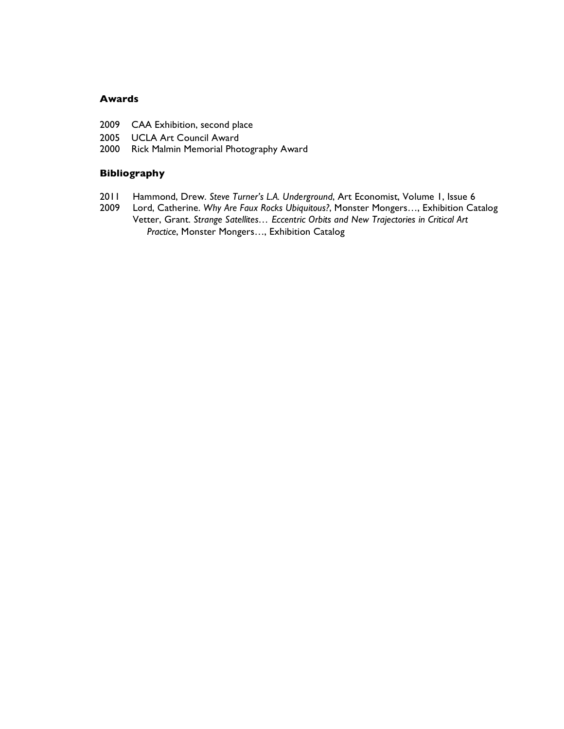### **Awards**

2009 CAA Exhibition, second place
2005 UCLA Art Council Award
2000 Rick Malmin Memorial Photography Award

### **Bibliography**

2011 Hammond, Drew. *Steve Turner's L.A. Underground*, Art Economist, Volume 1, Issue 6
2009 Lord, Catherine. *Why Are Faux Rocks Ubiquitous?*, Monster Mongers…, Exhibition Catalog
Vetter, Grant. *Strange Satellites… Eccentric Orbits and New Trajectories in Critical Art Practice*, Monster Mongers…, Exhibition Catalog